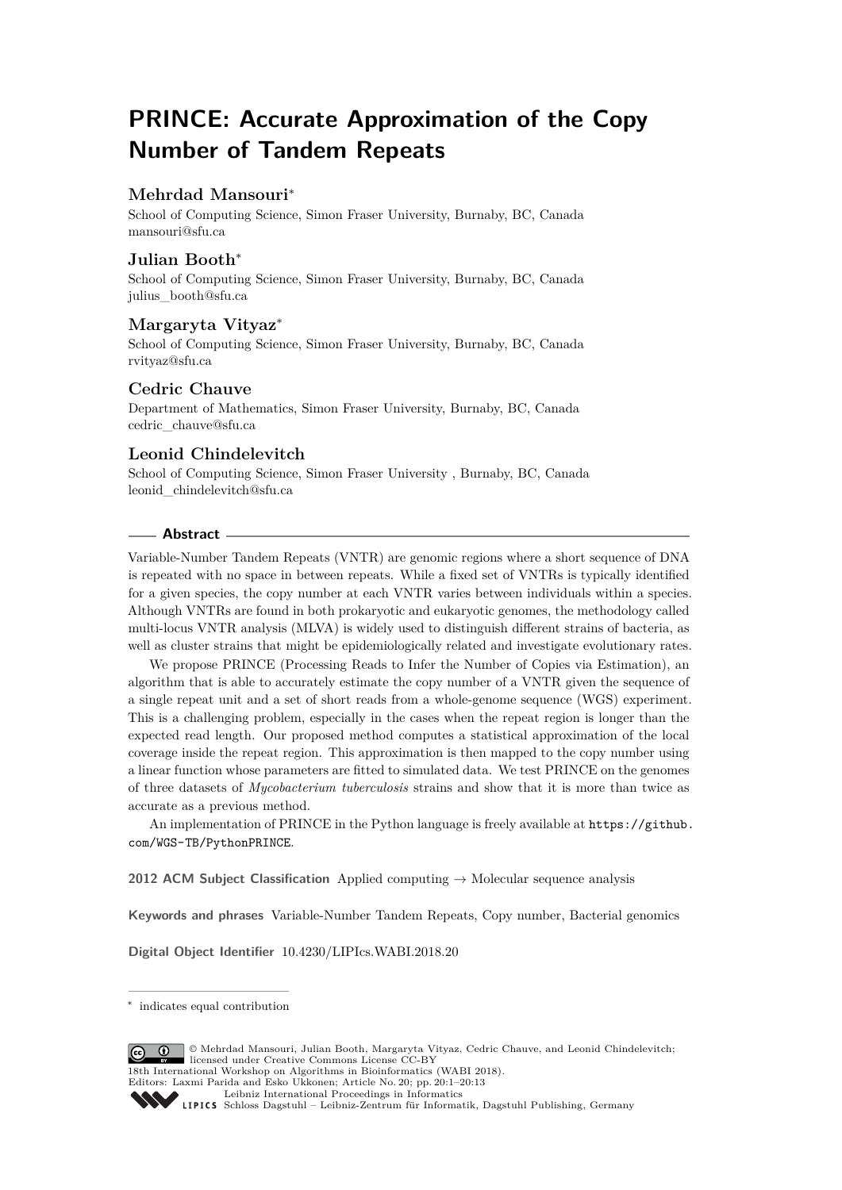# PRINCE: Accurate Approximation of the Copy Number of Tandem Repeats

**Mehrdad Mansouri***
School of Computing Science, Simon Fraser University, Burnaby, BC, Canada
mansouri@sfu.ca

**Julian Booth***
School of Computing Science, Simon Fraser University, Burnaby, BC, Canada
julius_booth@sfu.ca

**Margaryta Vityaz***
School of Computing Science, Simon Fraser University, Burnaby, BC, Canada
rvityaz@sfu.ca

**Cedric Chauve**
Department of Mathematics, Simon Fraser University, Burnaby, BC, Canada
cedric_chauve@sfu.ca

**Leonid Chindelevitch**
School of Computing Science, Simon Fraser University , Burnaby, BC, Canada
leonid_chindelevitch@sfu.ca

## Abstract

Variable-Number Tandem Repeats (VNTR) are genomic regions where a short sequence of DNA is repeated with no space in between repeats. While a fixed set of VNTRs is typically identified for a given species, the copy number at each VNTR varies between individuals within a species. Although VNTRs are found in both prokaryotic and eukaryotic genomes, the methodology called multi-locus VNTR analysis (MLVA) is widely used to distinguish different strains of bacteria, as well as cluster strains that might be epidemiologically related and investigate evolutionary rates.

We propose PRINCE (Processing Reads to Infer the Number of Copies via Estimation), an algorithm that is able to accurately estimate the copy number of a VNTR given the sequence of a single repeat unit and a set of short reads from a whole-genome sequence (WGS) experiment. This is a challenging problem, especially in the cases when the repeat region is longer than the expected read length. Our proposed method computes a statistical approximation of the local coverage inside the repeat region. This approximation is then mapped to the copy number using a linear function whose parameters are fitted to simulated data. We test PRINCE on the genomes of three datasets of *Mycobacterium tuberculosis* strains and show that it is more than twice as accurate as a previous method.

An implementation of PRINCE in the Python language is freely available at https://github.com/WGS-TB/PythonPRINCE.

**2012 ACM Subject Classification** Applied computing → Molecular sequence analysis

**Keywords and phrases** Variable-Number Tandem Repeats, Copy number, Bacterial genomics

**Digital Object Identifier** 10.4230/LIPIcs.WABI.2018.20

\* indicates equal contribution

© Mehrdad Mansouri, Julian Booth, Margaryta Vityaz, Cedric Chauve, and Leonid Chindelevitch; licensed under Creative Commons License CC-BY
18th International Workshop on Algorithms in Bioinformatics (WABI 2018).
Editors: Laxmi Parida and Esko Ukkonen; Article No. 20; pp. 20:1–20:13
Leibniz International Proceedings in Informatics
Schloss Dagstuhl – Leibniz-Zentrum für Informatik, Dagstuhl Publishing, Germany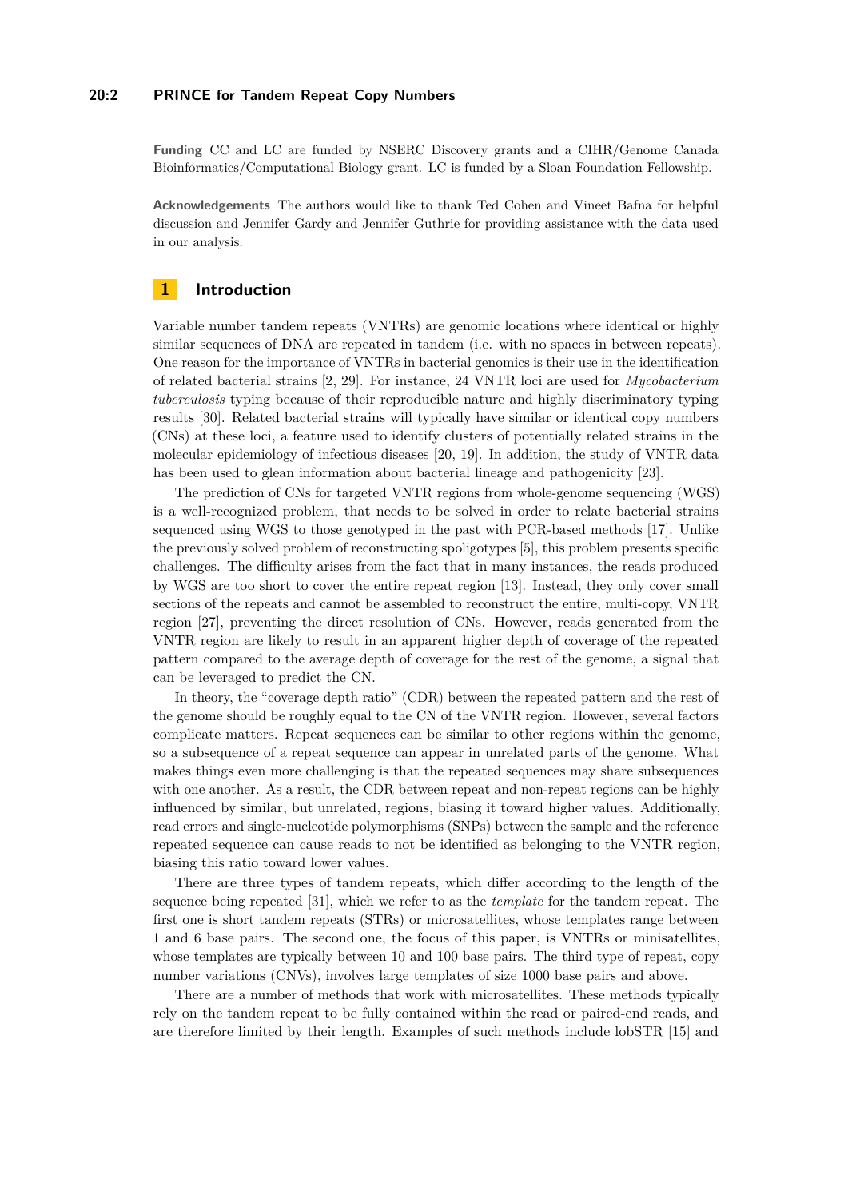**Funding** CC and LC are funded by NSERC Discovery grants and a CIHR/Genome Canada Bioinformatics/Computational Biology grant. LC is funded by a Sloan Foundation Fellowship.

**Acknowledgements** The authors would like to thank Ted Cohen and Vineet Bafna for helpful discussion and Jennifer Gardy and Jennifer Guthrie for providing assistance with the data used in our analysis.

## 1 Introduction

Variable number tandem repeats (VNTRs) are genomic locations where identical or highly similar sequences of DNA are repeated in tandem (i.e. with no spaces in between repeats). One reason for the importance of VNTRs in bacterial genomics is their use in the identification of related bacterial strains [2, 29]. For instance, 24 VNTR loci are used for *Mycobacterium tuberculosis* typing because of their reproducible nature and highly discriminatory typing results [30]. Related bacterial strains will typically have similar or identical copy numbers (CNs) at these loci, a feature used to identify clusters of potentially related strains in the molecular epidemiology of infectious diseases [20, 19]. In addition, the study of VNTR data has been used to glean information about bacterial lineage and pathogenicity [23].

The prediction of CNs for targeted VNTR regions from whole-genome sequencing (WGS) is a well-recognized problem, that needs to be solved in order to relate bacterial strains sequenced using WGS to those genotyped in the past with PCR-based methods [17]. Unlike the previously solved problem of reconstructing spoligotypes [5], this problem presents specific challenges. The difficulty arises from the fact that in many instances, the reads produced by WGS are too short to cover the entire repeat region [13]. Instead, they only cover small sections of the repeats and cannot be assembled to reconstruct the entire, multi-copy, VNTR region [27], preventing the direct resolution of CNs. However, reads generated from the VNTR region are likely to result in an apparent higher depth of coverage of the repeated pattern compared to the average depth of coverage for the rest of the genome, a signal that can be leveraged to predict the CN.

In theory, the "coverage depth ratio" (CDR) between the repeated pattern and the rest of the genome should be roughly equal to the CN of the VNTR region. However, several factors complicate matters. Repeat sequences can be similar to other regions within the genome, so a subsequence of a repeat sequence can appear in unrelated parts of the genome. What makes things even more challenging is that the repeated sequences may share subsequences with one another. As a result, the CDR between repeat and non-repeat regions can be highly influenced by similar, but unrelated, regions, biasing it toward higher values. Additionally, read errors and single-nucleotide polymorphisms (SNPs) between the sample and the reference repeated sequence can cause reads to not be identified as belonging to the VNTR region, biasing this ratio toward lower values.

There are three types of tandem repeats, which differ according to the length of the sequence being repeated [31], which we refer to as the *template* for the tandem repeat. The first one is short tandem repeats (STRs) or microsatellites, whose templates range between 1 and 6 base pairs. The second one, the focus of this paper, is VNTRs or minisatellites, whose templates are typically between 10 and 100 base pairs. The third type of repeat, copy number variations (CNVs), involves large templates of size 1000 base pairs and above.

There are a number of methods that work with microsatellites. These methods typically rely on the tandem repeat to be fully contained within the read or paired-end reads, and are therefore limited by their length. Examples of such methods include lobSTR [15] and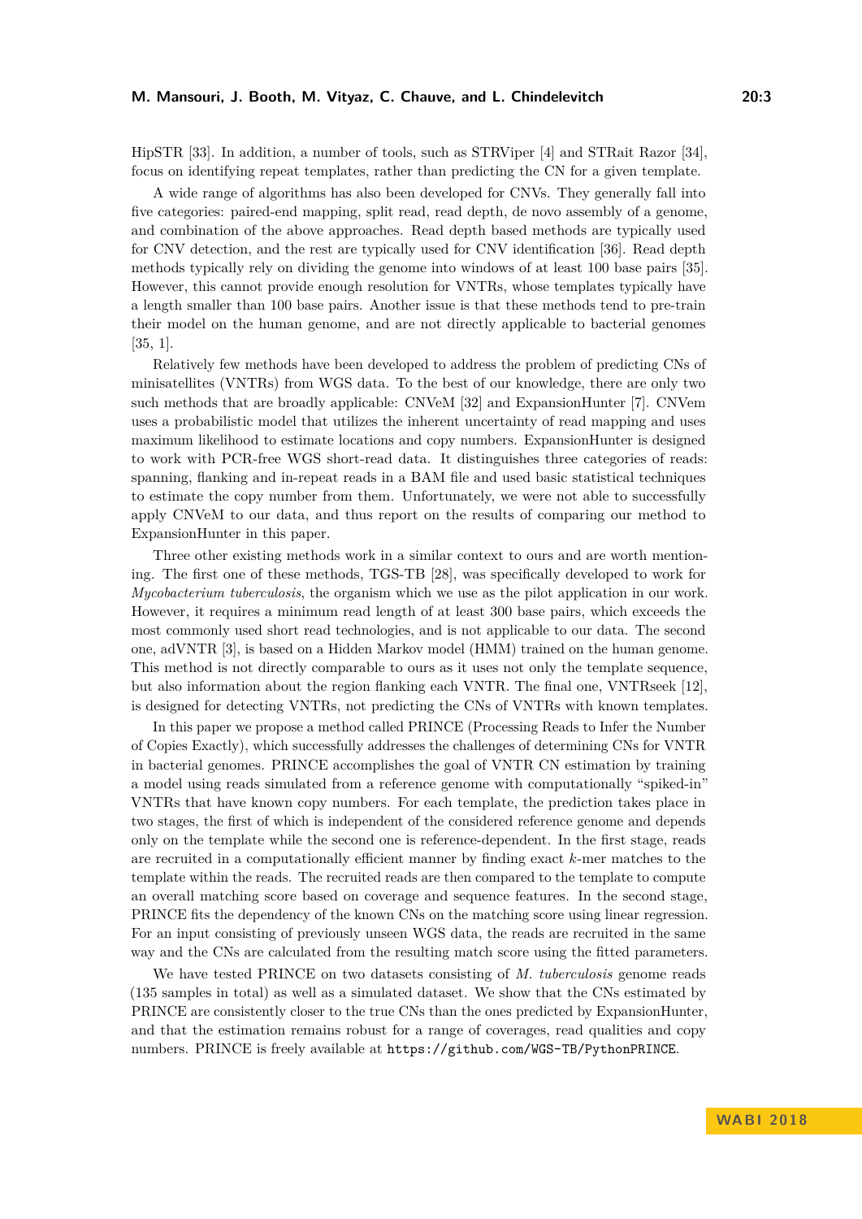HipSTR [33]. In addition, a number of tools, such as STRViper [4] and STRait Razor [34], focus on identifying repeat templates, rather than predicting the CN for a given template.

A wide range of algorithms has also been developed for CNVs. They generally fall into five categories: paired-end mapping, split read, read depth, de novo assembly of a genome, and combination of the above approaches. Read depth based methods are typically used for CNV detection, and the rest are typically used for CNV identification [36]. Read depth methods typically rely on dividing the genome into windows of at least 100 base pairs [35]. However, this cannot provide enough resolution for VNTRs, whose templates typically have a length smaller than 100 base pairs. Another issue is that these methods tend to pre-train their model on the human genome, and are not directly applicable to bacterial genomes [35, 1].

Relatively few methods have been developed to address the problem of predicting CNs of minisatellites (VNTRs) from WGS data. To the best of our knowledge, there are only two such methods that are broadly applicable: CNVeM [32] and ExpansionHunter [7]. CNVem uses a probabilistic model that utilizes the inherent uncertainty of read mapping and uses maximum likelihood to estimate locations and copy numbers. ExpansionHunter is designed to work with PCR-free WGS short-read data. It distinguishes three categories of reads: spanning, flanking and in-repeat reads in a BAM file and used basic statistical techniques to estimate the copy number from them. Unfortunately, we were not able to successfully apply CNVeM to our data, and thus report on the results of comparing our method to ExpansionHunter in this paper.

Three other existing methods work in a similar context to ours and are worth mentioning. The first one of these methods, TGS-TB [28], was specifically developed to work for *Mycobacterium tuberculosis*, the organism which we use as the pilot application in our work. However, it requires a minimum read length of at least 300 base pairs, which exceeds the most commonly used short read technologies, and is not applicable to our data. The second one, adVNTR [3], is based on a Hidden Markov model (HMM) trained on the human genome. This method is not directly comparable to ours as it uses not only the template sequence, but also information about the region flanking each VNTR. The final one, VNTRseek [12], is designed for detecting VNTRs, not predicting the CNs of VNTRs with known templates.

In this paper we propose a method called PRINCE (Processing Reads to Infer the Number of Copies Exactly), which successfully addresses the challenges of determining CNs for VNTR in bacterial genomes. PRINCE accomplishes the goal of VNTR CN estimation by training a model using reads simulated from a reference genome with computationally "spiked-in" VNTRs that have known copy numbers. For each template, the prediction takes place in two stages, the first of which is independent of the considered reference genome and depends only on the template while the second one is reference-dependent. In the first stage, reads are recruited in a computationally efficient manner by finding exact $k$-mer matches to the template within the reads. The recruited reads are then compared to the template to compute an overall matching score based on coverage and sequence features. In the second stage, PRINCE fits the dependency of the known CNs on the matching score using linear regression. For an input consisting of previously unseen WGS data, the reads are recruited in the same way and the CNs are calculated from the resulting match score using the fitted parameters.

We have tested PRINCE on two datasets consisting of *M. tuberculosis* genome reads (135 samples in total) as well as a simulated dataset. We show that the CNs estimated by PRINCE are consistently closer to the true CNs than the ones predicted by ExpansionHunter, and that the estimation remains robust for a range of coverages, read qualities and copy numbers. PRINCE is freely available at https://github.com/WGS-TB/PythonPRINCE.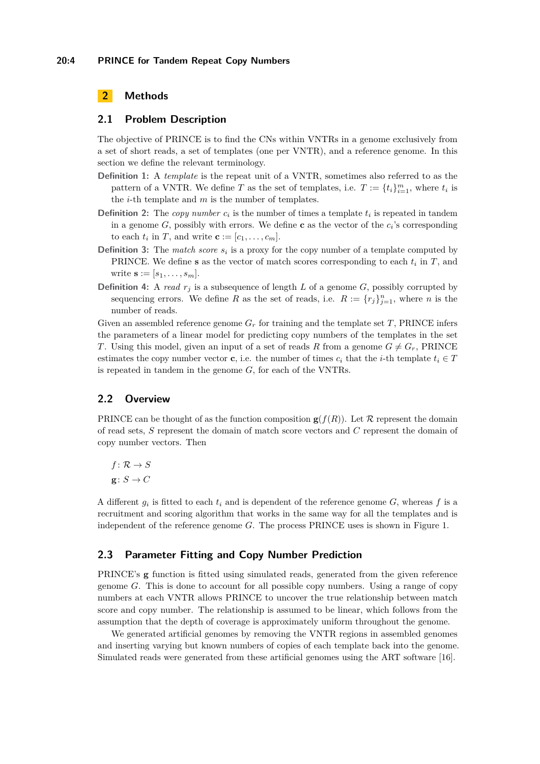# 2 Methods

## 2.1 Problem Description

The objective of PRINCE is to find the CNs within VNTRs in a genome exclusively from a set of short reads, a set of templates (one per VNTR), and a reference genome. In this section we define the relevant terminology.

**Definition 1:** A *template* is the repeat unit of a VNTR, sometimes also referred to as the pattern of a VNTR. We define $T$ as the set of templates, i.e. $T := \{t_i\}_{i=1}^{m}$, where $t_i$ is the $i$-th template and $m$ is the number of templates.

**Definition 2:** The *copy number* $c_i$ is the number of times a template $t_i$ is repeated in tandem in a genome $G$, possibly with errors. We define $\mathbf{c}$ as the vector of the $c_i$'s corresponding to each $t_i$ in $T$, and write $\mathbf{c} := [c_1, \ldots, c_m]$.

**Definition 3:** The *match score* $s_i$ is a proxy for the copy number of a template computed by PRINCE. We define $\mathbf{s}$ as the vector of match scores corresponding to each $t_i$ in $T$, and write $\mathbf{s} := [s_1, \ldots, s_m]$.

**Definition 4:** A *read* $r_j$ is a subsequence of length $L$ of a genome $G$, possibly corrupted by sequencing errors. We define $R$ as the set of reads, i.e. $R := \{r_j\}_{j=1}^{n}$, where $n$ is the number of reads.

Given an assembled reference genome $G_r$ for training and the template set $T$, PRINCE infers the parameters of a linear model for predicting copy numbers of the templates in the set $T$. Using this model, given an input of a set of reads $R$ from a genome $G \neq G_r$, PRINCE estimates the copy number vector $\mathbf{c}$, i.e. the number of times $c_i$ that the $i$-th template $t_i \in T$ is repeated in tandem in the genome $G$, for each of the VNTRs.

## 2.2 Overview

PRINCE can be thought of as the function composition $\mathbf{g}(f(R))$. Let $\mathcal{R}$ represent the domain of read sets, $S$ represent the domain of match score vectors and $C$ represent the domain of copy number vectors. Then

$$
\begin{aligned}
f &: \mathcal{R} \to S \\
\mathbf{g} &: S \to C
\end{aligned}
$$

A different $g_i$ is fitted to each $t_i$ and is dependent of the reference genome $G$, whereas $f$ is a recruitment and scoring algorithm that works in the same way for all the templates and is independent of the reference genome $G$. The process PRINCE uses is shown in Figure 1.

## 2.3 Parameter Fitting and Copy Number Prediction

PRINCE's $\mathbf{g}$ function is fitted using simulated reads, generated from the given reference genome $G$. This is done to account for all possible copy numbers. Using a range of copy numbers at each VNTR allows PRINCE to uncover the true relationship between match score and copy number. The relationship is assumed to be linear, which follows from the assumption that the depth of coverage is approximately uniform throughout the genome.

We generated artificial genomes by removing the VNTR regions in assembled genomes and inserting varying but known numbers of copies of each template back into the genome. Simulated reads were generated from these artificial genomes using the ART software [16].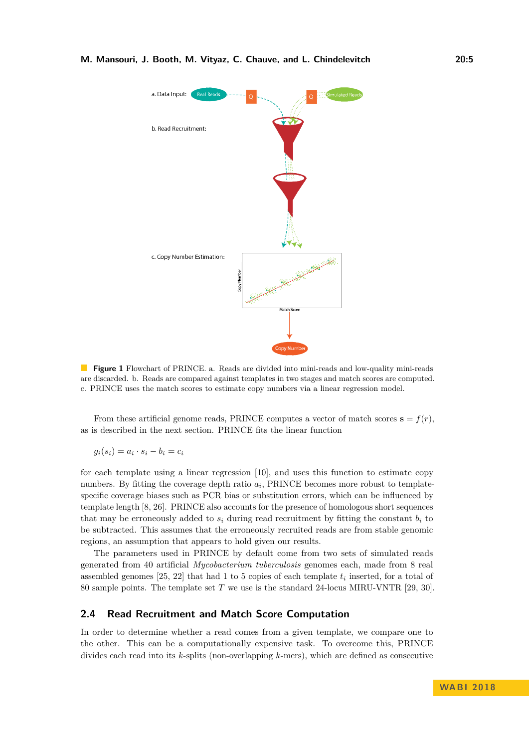**Figure 1** Flowchart of PRINCE. a. Reads are divided into mini-reads and low-quality mini-reads are discarded. b. Reads are compared against templates in two stages and match scores are computed. c. PRINCE uses the match scores to estimate copy numbers via a linear regression model.

From these artificial genome reads, PRINCE computes a vector of match scores $\mathbf{s} = f(r)$, as is described in the next section. PRINCE fits the linear function

$$g_i(s_i) = a_i \cdot s_i - b_i = c_i$$

for each template using a linear regression [10], and uses this function to estimate copy numbers. By fitting the coverage depth ratio $a_i$, PRINCE becomes more robust to template-specific coverage biases such as PCR bias or substitution errors, which can be influenced by template length [8, 26]. PRINCE also accounts for the presence of homologous short sequences that may be erroneously added to $s_i$ during read recruitment by fitting the constant $b_i$ to be subtracted. This assumes that the erroneously recruited reads are from stable genomic regions, an assumption that appears to hold given our results.

The parameters used in PRINCE by default come from two sets of simulated reads generated from 40 artificial *Mycobacterium tuberculosis* genomes each, made from 8 real assembled genomes [25, 22] that had 1 to 5 copies of each template $t_i$ inserted, for a total of 80 sample points. The template set $T$ we use is the standard 24-locus MIRU-VNTR [29, 30].

## 2.4 Read Recruitment and Match Score Computation

In order to determine whether a read comes from a given template, we compare one to the other. This can be a computationally expensive task. To overcome this, PRINCE divides each read into its $k$-splits (non-overlapping $k$-mers), which are defined as consecutive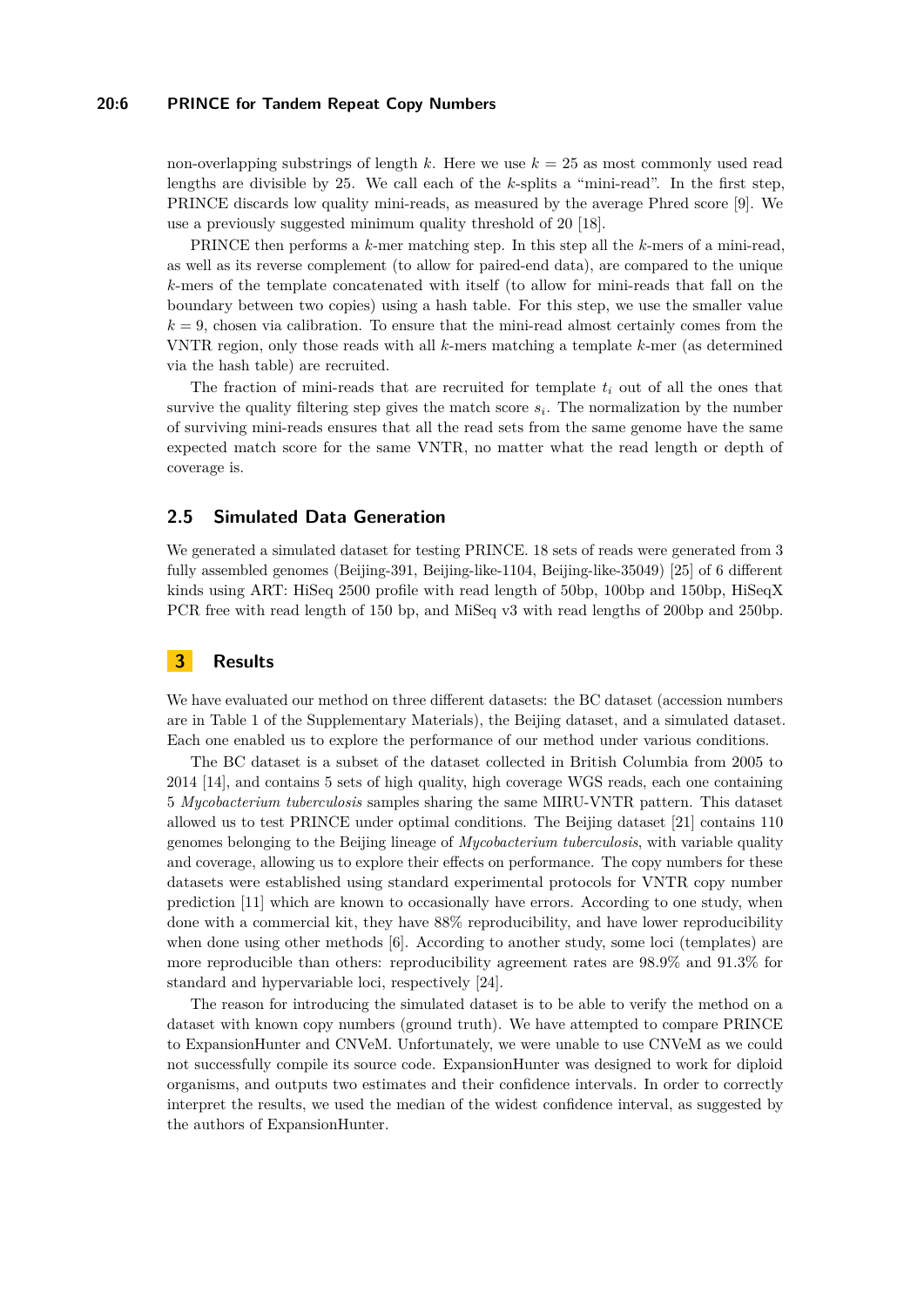non-overlapping substrings of length $k$. Here we use $k = 25$ as most commonly used read lengths are divisible by 25. We call each of the $k$-splits a "mini-read". In the first step, PRINCE discards low quality mini-reads, as measured by the average Phred score [9]. We use a previously suggested minimum quality threshold of 20 [18].

PRINCE then performs a $k$-mer matching step. In this step all the $k$-mers of a mini-read, as well as its reverse complement (to allow for paired-end data), are compared to the unique $k$-mers of the template concatenated with itself (to allow for mini-reads that fall on the boundary between two copies) using a hash table. For this step, we use the smaller value $k = 9$, chosen via calibration. To ensure that the mini-read almost certainly comes from the VNTR region, only those reads with all $k$-mers matching a template $k$-mer (as determined via the hash table) are recruited.

The fraction of mini-reads that are recruited for template $t_i$ out of all the ones that survive the quality filtering step gives the match score $s_i$. The normalization by the number of surviving mini-reads ensures that all the read sets from the same genome have the same expected match score for the same VNTR, no matter what the read length or depth of coverage is.

## 2.5 Simulated Data Generation

We generated a simulated dataset for testing PRINCE. 18 sets of reads were generated from 3 fully assembled genomes (Beijing-391, Beijing-like-1104, Beijing-like-35049) [25] of 6 different kinds using ART: HiSeq 2500 profile with read length of 50bp, 100bp and 150bp, HiSeqX PCR free with read length of 150 bp, and MiSeq v3 with read lengths of 200bp and 250bp.

# 3 Results

We have evaluated our method on three different datasets: the BC dataset (accession numbers are in Table 1 of the Supplementary Materials), the Beijing dataset, and a simulated dataset. Each one enabled us to explore the performance of our method under various conditions.

The BC dataset is a subset of the dataset collected in British Columbia from 2005 to 2014 [14], and contains 5 sets of high quality, high coverage WGS reads, each one containing 5 *Mycobacterium tuberculosis* samples sharing the same MIRU-VNTR pattern. This dataset allowed us to test PRINCE under optimal conditions. The Beijing dataset [21] contains 110 genomes belonging to the Beijing lineage of *Mycobacterium tuberculosis*, with variable quality and coverage, allowing us to explore their effects on performance. The copy numbers for these datasets were established using standard experimental protocols for VNTR copy number prediction [11] which are known to occasionally have errors. According to one study, when done with a commercial kit, they have 88% reproducibility, and have lower reproducibility when done using other methods [6]. According to another study, some loci (templates) are more reproducible than others: reproducibility agreement rates are 98.9% and 91.3% for standard and hypervariable loci, respectively [24].

The reason for introducing the simulated dataset is to be able to verify the method on a dataset with known copy numbers (ground truth). We have attempted to compare PRINCE to ExpansionHunter and CNVeM. Unfortunately, we were unable to use CNVeM as we could not successfully compile its source code. ExpansionHunter was designed to work for diploid organisms, and outputs two estimates and their confidence intervals. In order to correctly interpret the results, we used the median of the widest confidence interval, as suggested by the authors of ExpansionHunter.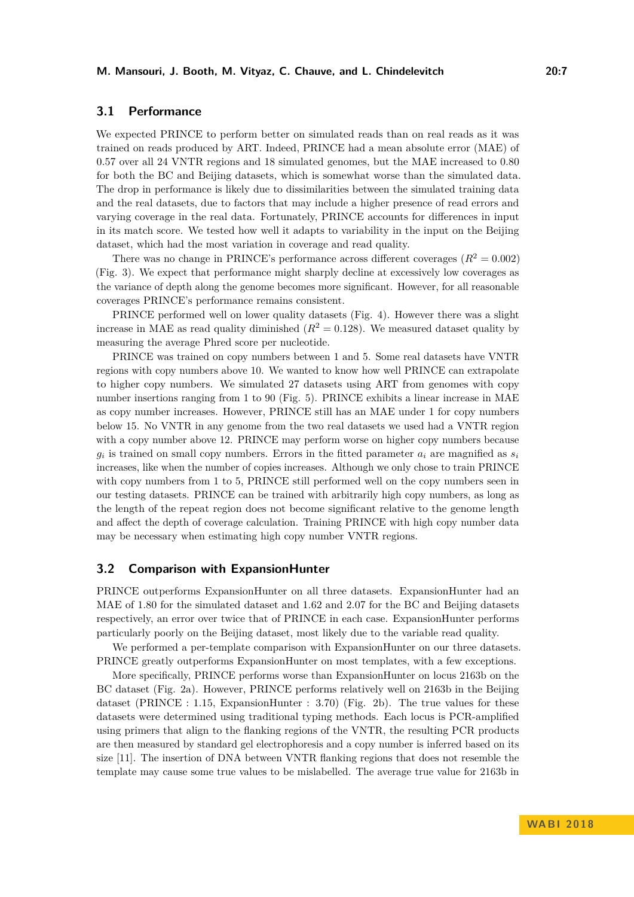### 3.1 Performance

We expected PRINCE to perform better on simulated reads than on real reads as it was trained on reads produced by ART. Indeed, PRINCE had a mean absolute error (MAE) of 0.57 over all 24 VNTR regions and 18 simulated genomes, but the MAE increased to 0.80 for both the BC and Beijing datasets, which is somewhat worse than the simulated data. The drop in performance is likely due to dissimilarities between the simulated training data and the real datasets, due to factors that may include a higher presence of read errors and varying coverage in the real data. Fortunately, PRINCE accounts for differences in input in its match score. We tested how well it adapts to variability in the input on the Beijing dataset, which had the most variation in coverage and read quality.

There was no change in PRINCE's performance across different coverages ($R^2 = 0.002$) (Fig. 3). We expect that performance might sharply decline at excessively low coverages as the variance of depth along the genome becomes more significant. However, for all reasonable coverages PRINCE's performance remains consistent.

PRINCE performed well on lower quality datasets (Fig. 4). However there was a slight increase in MAE as read quality diminished ($R^2 = 0.128$). We measured dataset quality by measuring the average Phred score per nucleotide.

PRINCE was trained on copy numbers between 1 and 5. Some real datasets have VNTR regions with copy numbers above 10. We wanted to know how well PRINCE can extrapolate to higher copy numbers. We simulated 27 datasets using ART from genomes with copy number insertions ranging from 1 to 90 (Fig. 5). PRINCE exhibits a linear increase in MAE as copy number increases. However, PRINCE still has an MAE under 1 for copy numbers below 15. No VNTR in any genome from the two real datasets we used had a VNTR region with a copy number above 12. PRINCE may perform worse on higher copy numbers because $g_i$ is trained on small copy numbers. Errors in the fitted parameter $a_i$ are magnified as $s_i$ increases, like when the number of copies increases. Although we only chose to train PRINCE with copy numbers from 1 to 5, PRINCE still performed well on the copy numbers seen in our testing datasets. PRINCE can be trained with arbitrarily high copy numbers, as long as the length of the repeat region does not become significant relative to the genome length and affect the depth of coverage calculation. Training PRINCE with high copy number data may be necessary when estimating high copy number VNTR regions.

### 3.2 Comparison with ExpansionHunter

PRINCE outperforms ExpansionHunter on all three datasets. ExpansionHunter had an MAE of 1.80 for the simulated dataset and 1.62 and 2.07 for the BC and Beijing datasets respectively, an error over twice that of PRINCE in each case. ExpansionHunter performs particularly poorly on the Beijing dataset, most likely due to the variable read quality.

We performed a per-template comparison with ExpansionHunter on our three datasets. PRINCE greatly outperforms ExpansionHunter on most templates, with a few exceptions.

More specifically, PRINCE performs worse than ExpansionHunter on locus 2163b on the BC dataset (Fig. 2a). However, PRINCE performs relatively well on 2163b in the Beijing dataset (PRINCE : 1.15, ExpansionHunter : 3.70) (Fig. 2b). The true values for these datasets were determined using traditional typing methods. Each locus is PCR-amplified using primers that align to the flanking regions of the VNTR, the resulting PCR products are then measured by standard gel electrophoresis and a copy number is inferred based on its size [11]. The insertion of DNA between VNTR flanking regions that does not resemble the template may cause some true values to be mislabelled. The average true value for 2163b in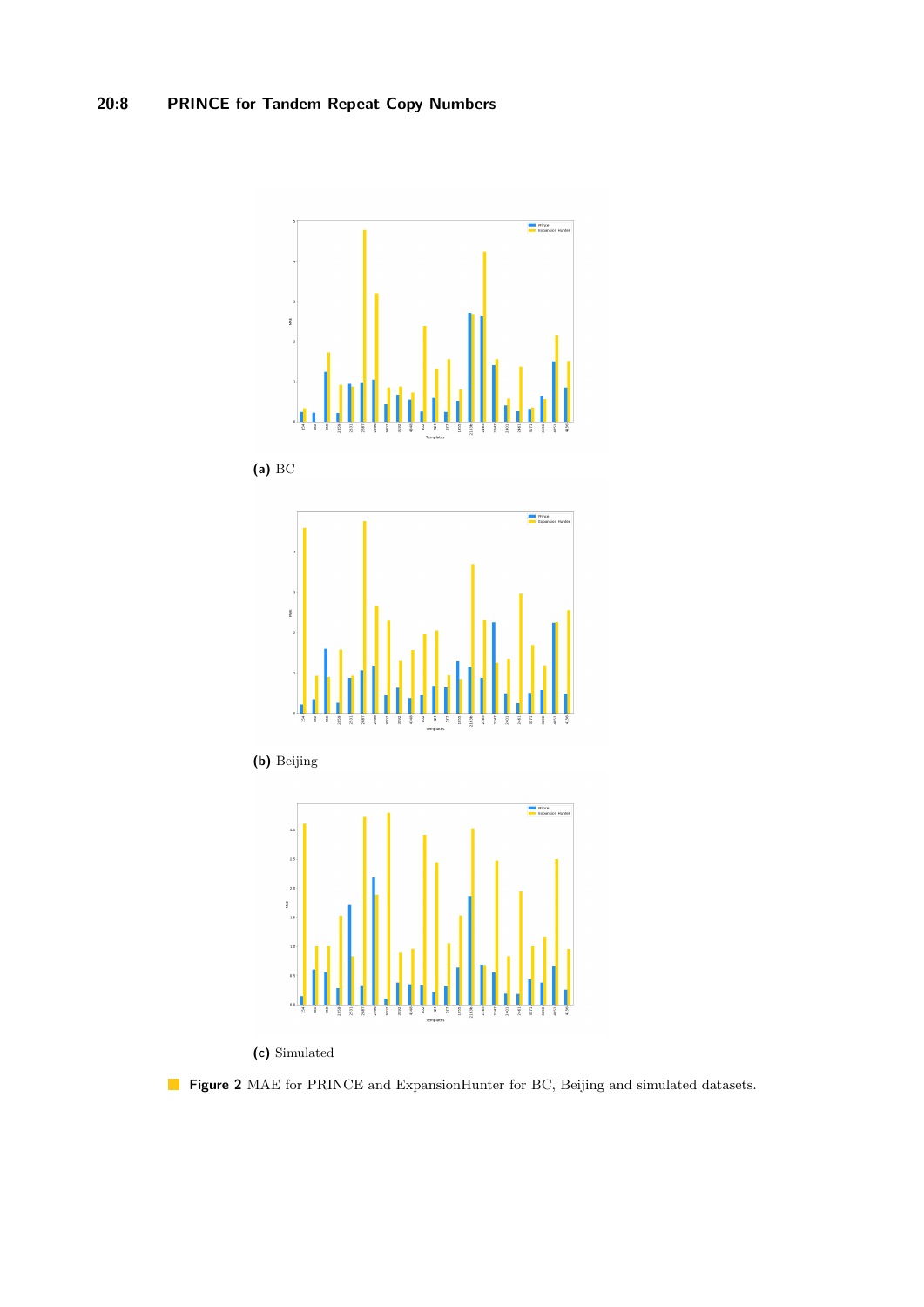**(a)** BC

**(b)** Beijing

**(c)** Simulated

**Figure 2** MAE for PRINCE and ExpansionHunter for BC, Beijing and simulated datasets.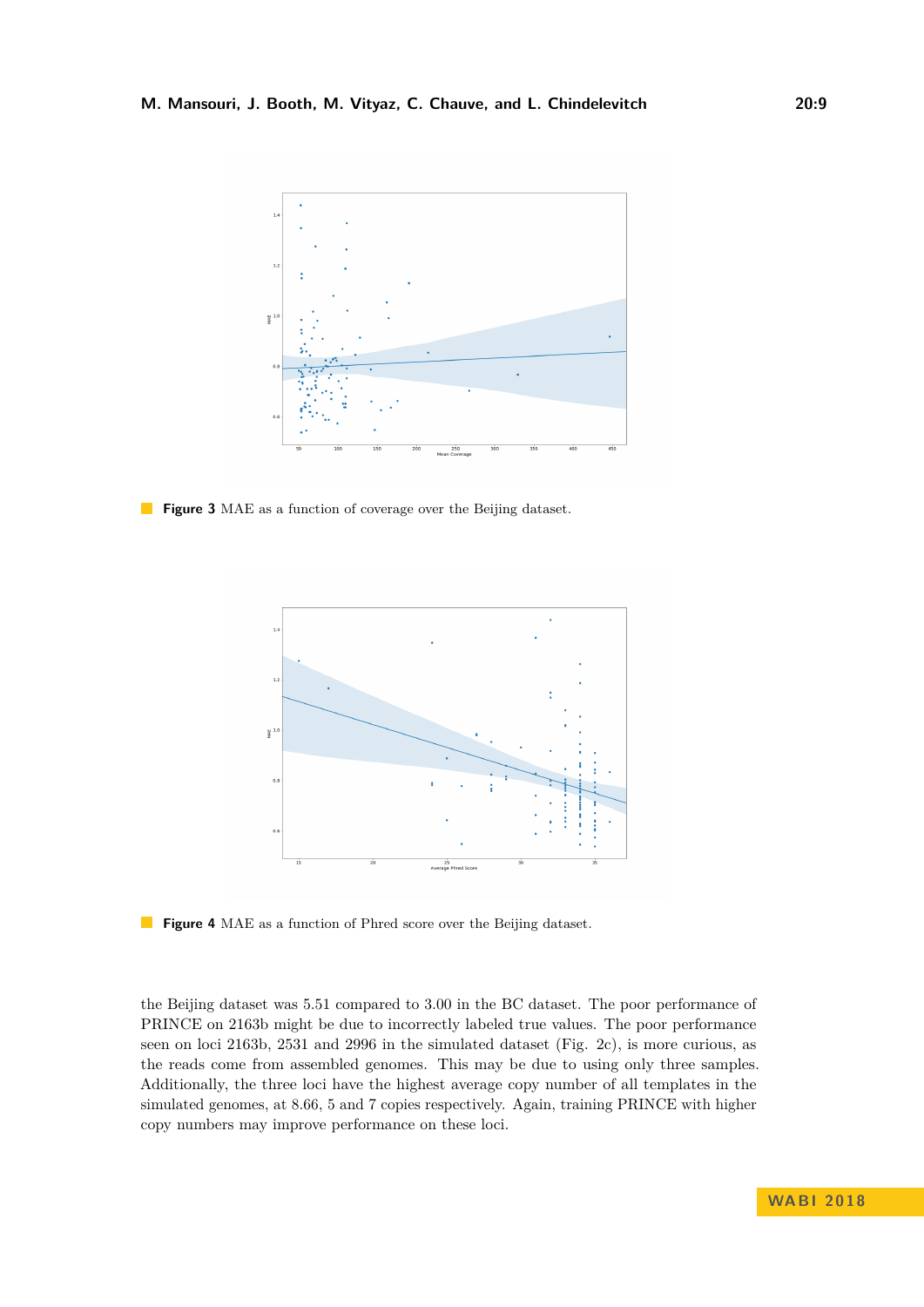**Figure 3** MAE as a function of coverage over the Beijing dataset.

**Figure 4** MAE as a function of Phred score over the Beijing dataset.

the Beijing dataset was 5.51 compared to 3.00 in the BC dataset. The poor performance of PRINCE on 2163b might be due to incorrectly labeled true values. The poor performance seen on loci 2163b, 2531 and 2996 in the simulated dataset (Fig. 2c), is more curious, as the reads come from assembled genomes. This may be due to using only three samples. Additionally, the three loci have the highest average copy number of all templates in the simulated genomes, at 8.66, 5 and 7 copies respectively. Again, training PRINCE with higher copy numbers may improve performance on these loci.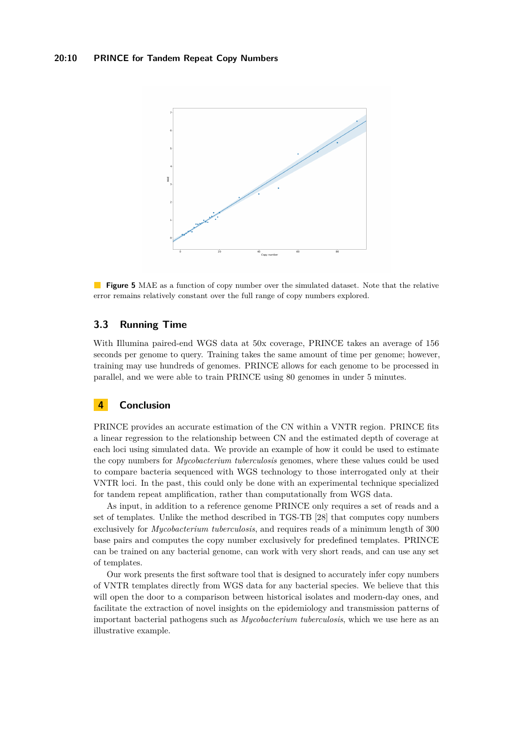**Figure 5** MAE as a function of copy number over the simulated dataset. Note that the relative error remains relatively constant over the full range of copy numbers explored.

### 3.3 Running Time

With Illumina paired-end WGS data at 50x coverage, PRINCE takes an average of 156 seconds per genome to query. Training takes the same amount of time per genome; however, training may use hundreds of genomes. PRINCE allows for each genome to be processed in parallel, and we were able to train PRINCE using 80 genomes in under 5 minutes.

## 4 Conclusion

PRINCE provides an accurate estimation of the CN within a VNTR region. PRINCE fits a linear regression to the relationship between CN and the estimated depth of coverage at each loci using simulated data. We provide an example of how it could be used to estimate the copy numbers for *Mycobacterium tuberculosis* genomes, where these values could be used to compare bacteria sequenced with WGS technology to those interrogated only at their VNTR loci. In the past, this could only be done with an experimental technique specialized for tandem repeat amplification, rather than computationally from WGS data.

As input, in addition to a reference genome PRINCE only requires a set of reads and a set of templates. Unlike the method described in TGS-TB [28] that computes copy numbers exclusively for *Mycobacterium tuberculosis*, and requires reads of a minimum length of 300 base pairs and computes the copy number exclusively for predefined templates. PRINCE can be trained on any bacterial genome, can work with very short reads, and can use any set of templates.

Our work presents the first software tool that is designed to accurately infer copy numbers of VNTR templates directly from WGS data for any bacterial species. We believe that this will open the door to a comparison between historical isolates and modern-day ones, and facilitate the extraction of novel insights on the epidemiology and transmission patterns of important bacterial pathogens such as *Mycobacterium tuberculosis*, which we use here as an illustrative example.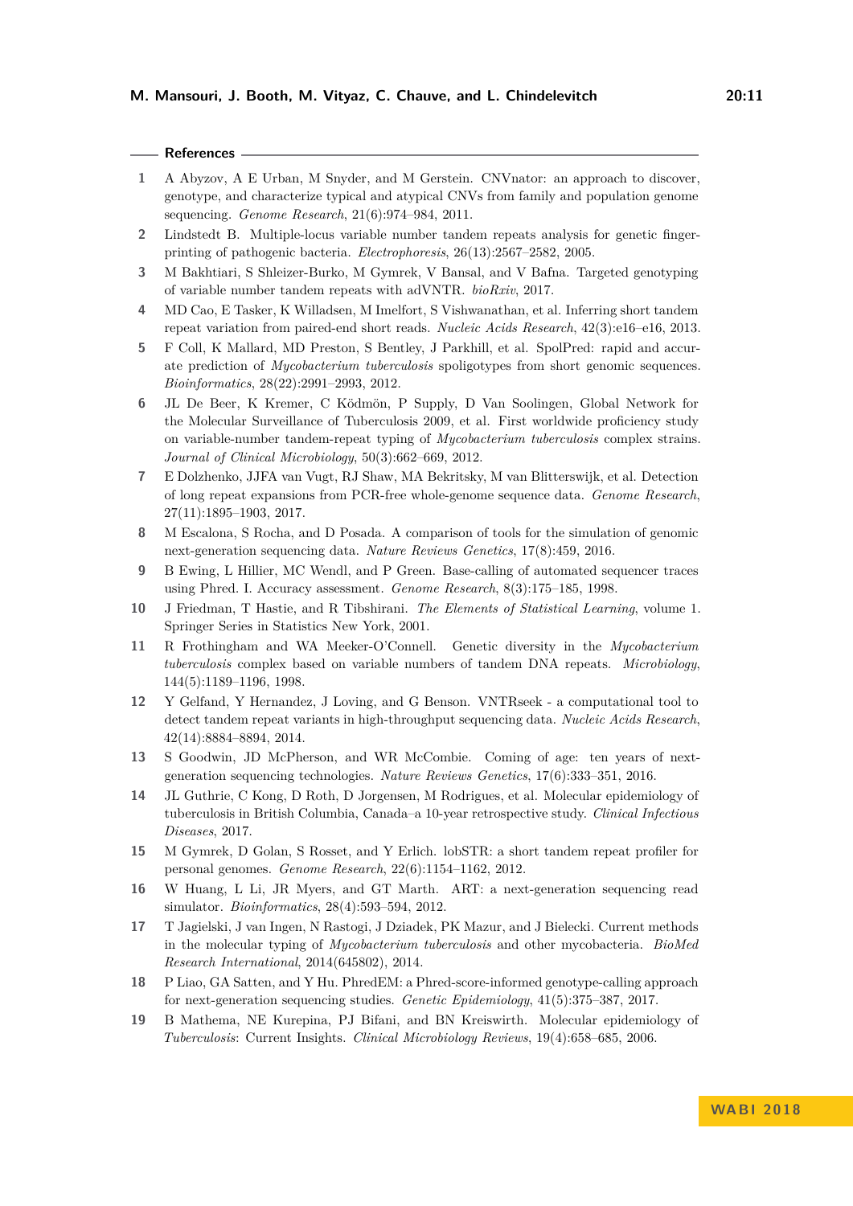## References

1. A Abyzov, A E Urban, M Snyder, and M Gerstein. CNVnator: an approach to discover, genotype, and characterize typical and atypical CNVs from family and population genome sequencing. *Genome Research*, 21(6):974–984, 2011.
2. Lindstedt B. Multiple-locus variable number tandem repeats analysis for genetic fingerprinting of pathogenic bacteria. *Electrophoresis*, 26(13):2567–2582, 2005.
3. M Bakhtiari, S Shleizer-Burko, M Gymrek, V Bansal, and V Bafna. Targeted genotyping of variable number tandem repeats with adVNTR. *bioRxiv*, 2017.
4. MD Cao, E Tasker, K Willadsen, M Imelfort, S Vishwanathan, et al. Inferring short tandem repeat variation from paired-end short reads. *Nucleic Acids Research*, 42(3):e16–e16, 2013.
5. F Coll, K Mallard, MD Preston, S Bentley, J Parkhill, et al. SpolPred: rapid and accurate prediction of *Mycobacterium tuberculosis* spoligotypes from short genomic sequences. *Bioinformatics*, 28(22):2991–2993, 2012.
6. JL De Beer, K Kremer, C Ködmön, P Supply, D Van Soolingen, Global Network for the Molecular Surveillance of Tuberculosis 2009, et al. First worldwide proficiency study on variable-number tandem-repeat typing of *Mycobacterium tuberculosis* complex strains. *Journal of Clinical Microbiology*, 50(3):662–669, 2012.
7. E Dolzhenko, JJFA van Vugt, RJ Shaw, MA Bekritsky, M van Blitterswijk, et al. Detection of long repeat expansions from PCR-free whole-genome sequence data. *Genome Research*, 27(11):1895–1903, 2017.
8. M Escalona, S Rocha, and D Posada. A comparison of tools for the simulation of genomic next-generation sequencing data. *Nature Reviews Genetics*, 17(8):459, 2016.
9. B Ewing, L Hillier, MC Wendl, and P Green. Base-calling of automated sequencer traces using Phred. I. Accuracy assessment. *Genome Research*, 8(3):175–185, 1998.
10. J Friedman, T Hastie, and R Tibshirani. *The Elements of Statistical Learning*, volume 1. Springer Series in Statistics New York, 2001.
11. R Frothingham and WA Meeker-O'Connell. Genetic diversity in the *Mycobacterium tuberculosis* complex based on variable numbers of tandem DNA repeats. *Microbiology*, 144(5):1189–1196, 1998.
12. Y Gelfand, Y Hernandez, J Loving, and G Benson. VNTRseek - a computational tool to detect tandem repeat variants in high-throughput sequencing data. *Nucleic Acids Research*, 42(14):8884–8894, 2014.
13. S Goodwin, JD McPherson, and WR McCombie. Coming of age: ten years of next-generation sequencing technologies. *Nature Reviews Genetics*, 17(6):333–351, 2016.
14. JL Guthrie, C Kong, D Roth, D Jorgensen, M Rodrigues, et al. Molecular epidemiology of tuberculosis in British Columbia, Canada–a 10-year retrospective study. *Clinical Infectious Diseases*, 2017.
15. M Gymrek, D Golan, S Rosset, and Y Erlich. lobSTR: a short tandem repeat profiler for personal genomes. *Genome Research*, 22(6):1154–1162, 2012.
16. W Huang, L Li, JR Myers, and GT Marth. ART: a next-generation sequencing read simulator. *Bioinformatics*, 28(4):593–594, 2012.
17. T Jagielski, J van Ingen, N Rastogi, J Dziadek, PK Mazur, and J Bielecki. Current methods in the molecular typing of *Mycobacterium tuberculosis* and other mycobacteria. *BioMed Research International*, 2014(645802), 2014.
18. P Liao, GA Satten, and Y Hu. PhredEM: a Phred-score-informed genotype-calling approach for next-generation sequencing studies. *Genetic Epidemiology*, 41(5):375–387, 2017.
19. B Mathema, NE Kurepina, PJ Bifani, and BN Kreiswirth. Molecular epidemiology of *Tuberculosis*: Current Insights. *Clinical Microbiology Reviews*, 19(4):658–685, 2006.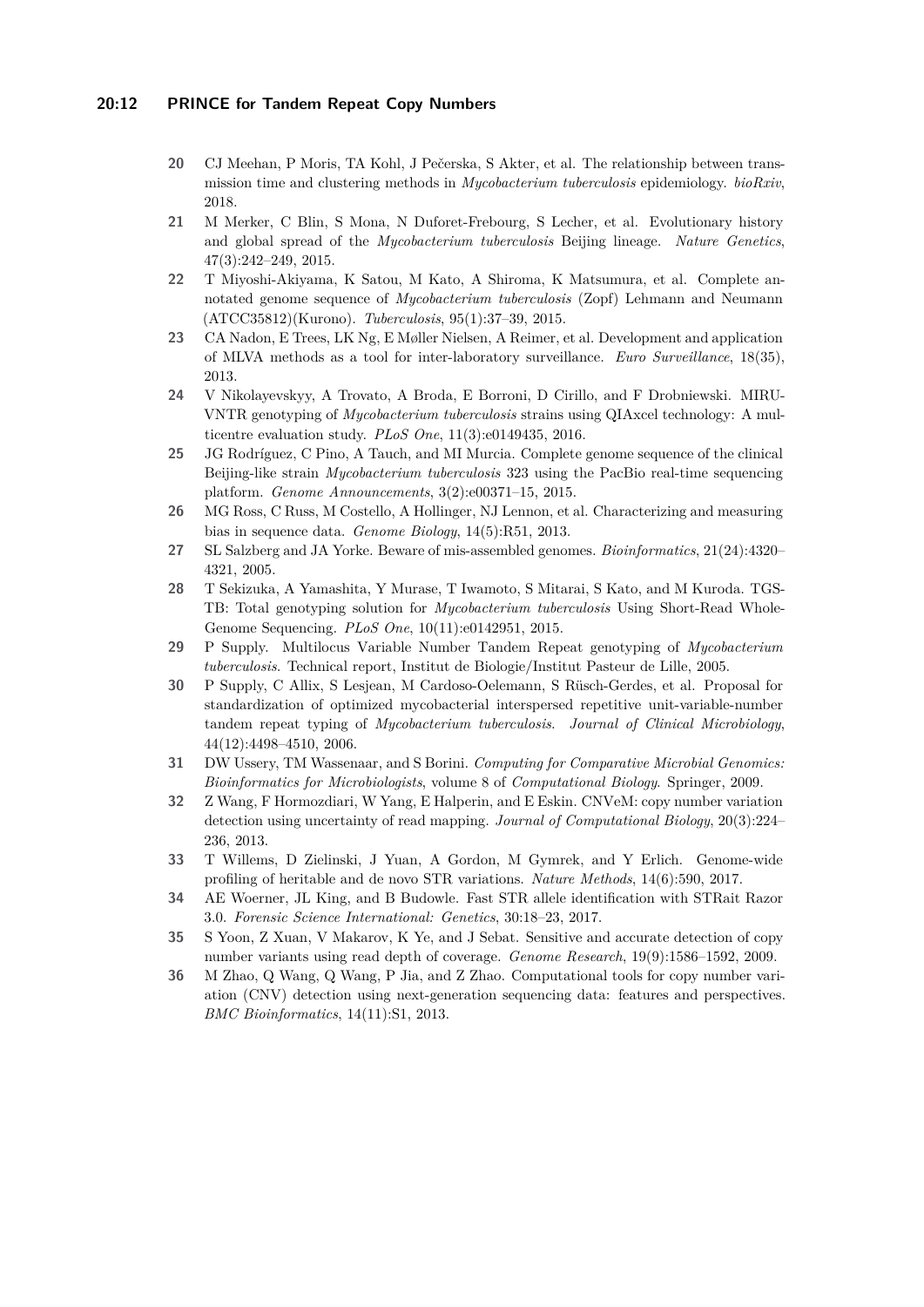20. CJ Meehan, P Moris, TA Kohl, J Pečerska, S Akter, et al. The relationship between transmission time and clustering methods in *Mycobacterium tuberculosis* epidemiology. *bioRxiv*, 2018.
21. M Merker, C Blin, S Mona, N Duforet-Frebourg, S Lecher, et al. Evolutionary history and global spread of the *Mycobacterium tuberculosis* Beijing lineage. *Nature Genetics*, 47(3):242–249, 2015.
22. T Miyoshi-Akiyama, K Satou, M Kato, A Shiroma, K Matsumura, et al. Complete annotated genome sequence of *Mycobacterium tuberculosis* (Zopf) Lehmann and Neumann (ATCC35812)(Kurono). *Tuberculosis*, 95(1):37–39, 2015.
23. CA Nadon, E Trees, LK Ng, E Møller Nielsen, A Reimer, et al. Development and application of MLVA methods as a tool for inter-laboratory surveillance. *Euro Surveillance*, 18(35), 2013.
24. V Nikolayevskyy, A Trovato, A Broda, E Borroni, D Cirillo, and F Drobniewski. MIRU-VNTR genotyping of *Mycobacterium tuberculosis* strains using QIAxcel technology: A multicentre evaluation study. *PLoS One*, 11(3):e0149435, 2016.
25. JG Rodríguez, C Pino, A Tauch, and MI Murcia. Complete genome sequence of the clinical Beijing-like strain *Mycobacterium tuberculosis* 323 using the PacBio real-time sequencing platform. *Genome Announcements*, 3(2):e00371–15, 2015.
26. MG Ross, C Russ, M Costello, A Hollinger, NJ Lennon, et al. Characterizing and measuring bias in sequence data. *Genome Biology*, 14(5):R51, 2013.
27. SL Salzberg and JA Yorke. Beware of mis-assembled genomes. *Bioinformatics*, 21(24):4320–4321, 2005.
28. T Sekizuka, A Yamashita, Y Murase, T Iwamoto, S Mitarai, S Kato, and M Kuroda. TGS-TB: Total genotyping solution for *Mycobacterium tuberculosis* Using Short-Read Whole-Genome Sequencing. *PLoS One*, 10(11):e0142951, 2015.
29. P Supply. Multilocus Variable Number Tandem Repeat genotyping of *Mycobacterium tuberculosis*. Technical report, Institut de Biologie/Institut Pasteur de Lille, 2005.
30. P Supply, C Allix, S Lesjean, M Cardoso-Oelemann, S Rüsch-Gerdes, et al. Proposal for standardization of optimized mycobacterial interspersed repetitive unit-variable-number tandem repeat typing of *Mycobacterium tuberculosis*. *Journal of Clinical Microbiology*, 44(12):4498–4510, 2006.
31. DW Ussery, TM Wassenaar, and S Borini. *Computing for Comparative Microbial Genomics: Bioinformatics for Microbiologists*, volume 8 of *Computational Biology*. Springer, 2009.
32. Z Wang, F Hormozdiari, W Yang, E Halperin, and E Eskin. CNVeM: copy number variation detection using uncertainty of read mapping. *Journal of Computational Biology*, 20(3):224–236, 2013.
33. T Willems, D Zielinski, J Yuan, A Gordon, M Gymrek, and Y Erlich. Genome-wide profiling of heritable and de novo STR variations. *Nature Methods*, 14(6):590, 2017.
34. AE Woerner, JL King, and B Budowle. Fast STR allele identification with STRait Razor 3.0. *Forensic Science International: Genetics*, 30:18–23, 2017.
35. S Yoon, Z Xuan, V Makarov, K Ye, and J Sebat. Sensitive and accurate detection of copy number variants using read depth of coverage. *Genome Research*, 19(9):1586–1592, 2009.
36. M Zhao, Q Wang, Q Wang, P Jia, and Z Zhao. Computational tools for copy number variation (CNV) detection using next-generation sequencing data: features and perspectives. *BMC Bioinformatics*, 14(11):S1, 2013.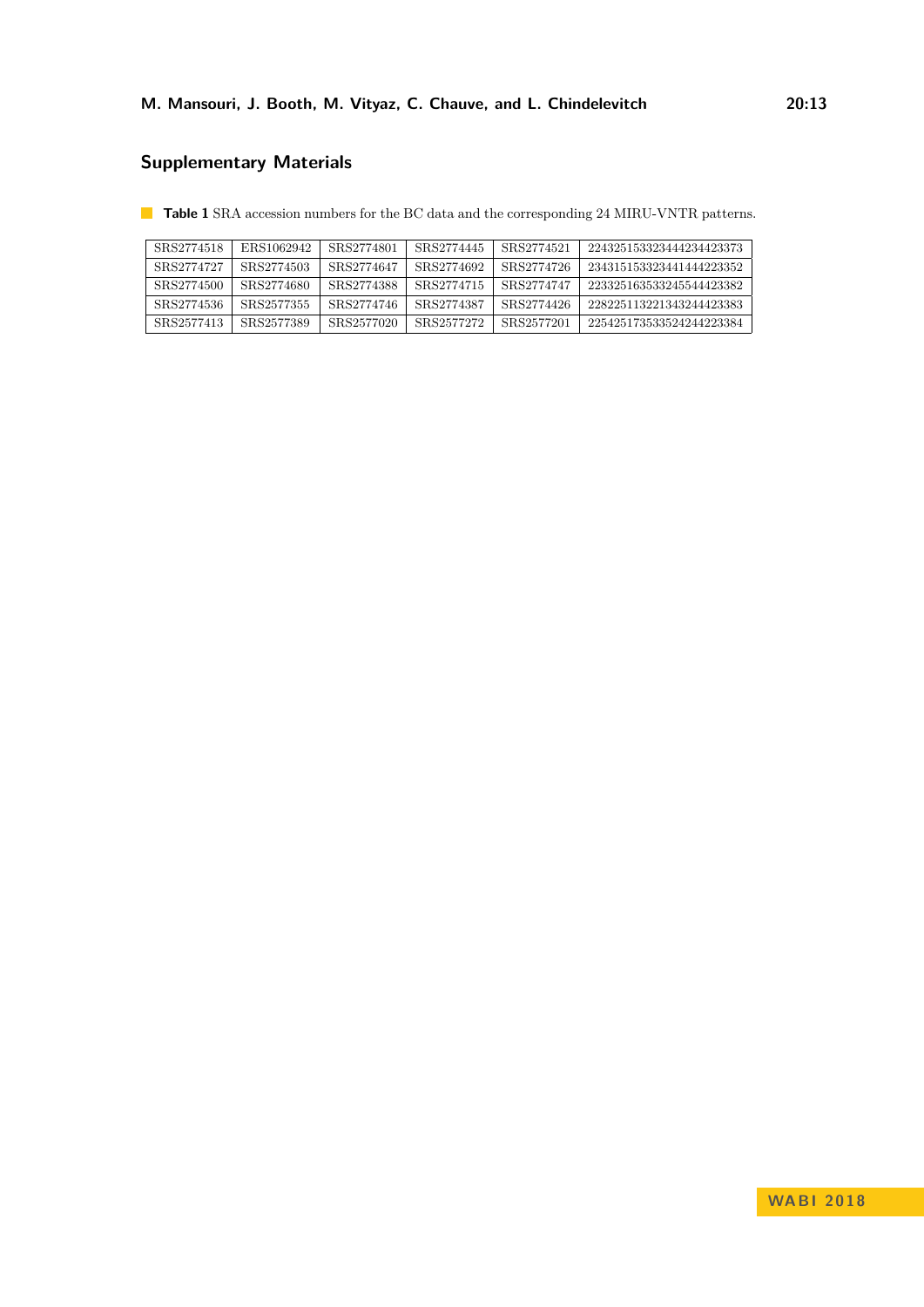## Supplementary Materials

**Table 1** SRA accession numbers for the BC data and the corresponding 24 MIRU-VNTR patterns.

| | | | | | |
|---|---|---|---|---|---|
| SRS2774518 | ERS1062942 | SRS2774801 | SRS2774445 | SRS2774521 | 224325153323444234423373 |
| SRS2774727 | SRS2774503 | SRS2774647 | SRS2774692 | SRS2774726 | 234315153323441444223352 |
| SRS2774500 | SRS2774680 | SRS2774388 | SRS2774715 | SRS2774747 | 223325163533245544423382 |
| SRS2774536 | SRS2577355 | SRS2774746 | SRS2774387 | SRS2774426 | 228225113221343244423383 |
| SRS2577413 | SRS2577389 | SRS2577020 | SRS2577272 | SRS2577201 | 225425173533524244223384 |